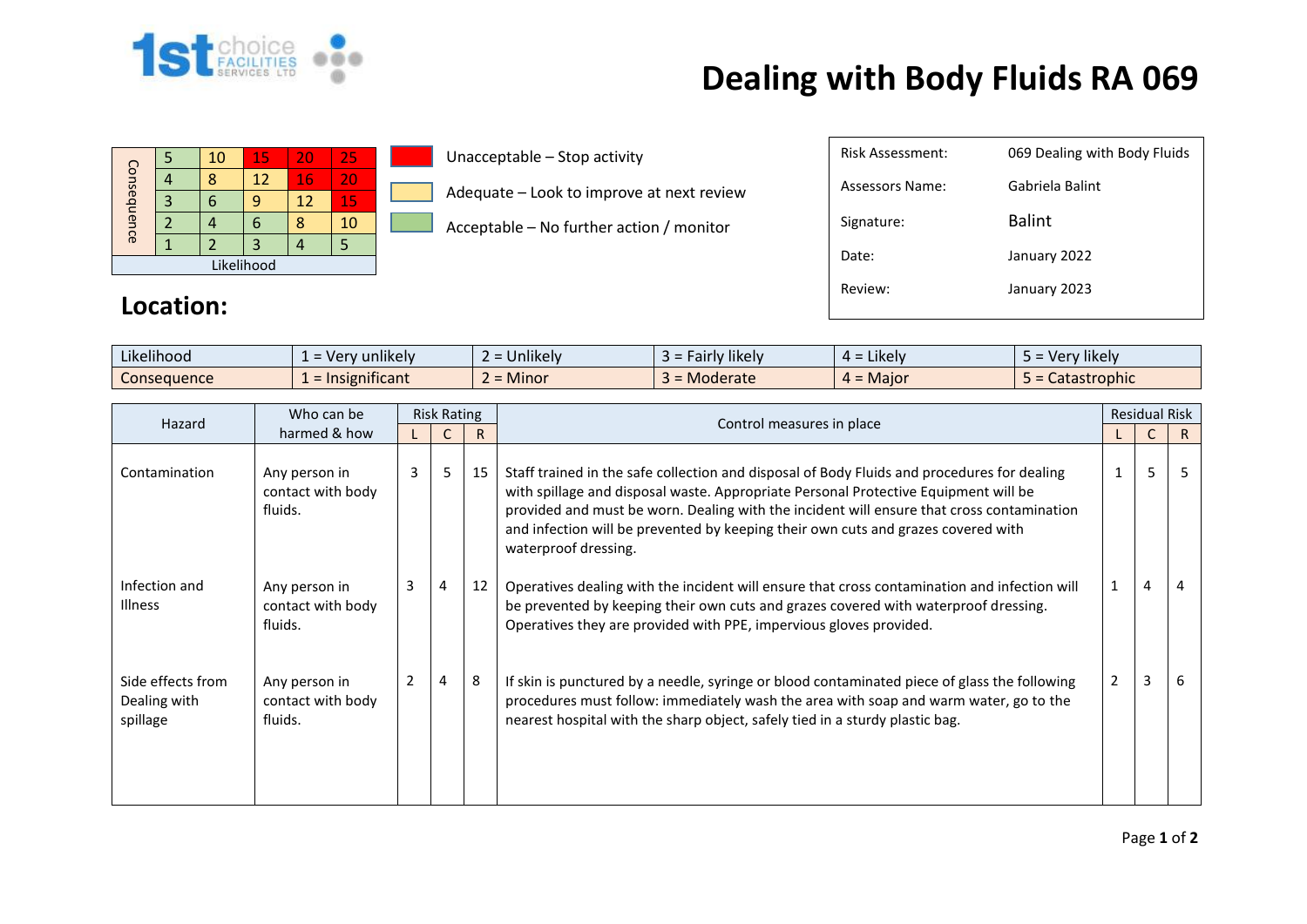# Dealing with Body Fluids RA 069

| Consequence | | | | | |
|---|---|---|---|---|---|
| | 5 | 10 | 15 | 20 | 25 |
| | 4 | 8 | 12 | 16 | 20 |
| | 3 | 6 | 9 | 12 | 15 |
| | 2 | 4 | 6 | 8 | 10 |
| | 1 | 2 | 3 | 4 | 5 |
| Likelihood | | | | | |

- Unacceptable – Stop activity
- Adequate – Look to improve at next review
- Acceptable – No further action / monitor

| | |
|---|---|
| Risk Assessment: | 069 Dealing with Body Fluids |
| Assessors Name: | Gabriela Balint |
| Signature: | Balint |
| Date: | January 2022 |
| Review: | January 2023 |

## Location:

| | | | | | |
|---|---|---|---|---|---|
| Likelihood | 1 = Very unlikely | 2 = Unlikely | 3 = Fairly likely | 4 = Likely | 5 = Very likely |
| Consequence | 1 = Insignificant | 2 = Minor | 3 = Moderate | 4 = Major | 5 = Catastrophic |

| Hazard | Who can be harmed & how | Risk Rating | | | Control measures in place | Residual Risk | | |
|---|---|---|---|---|---|---|---|---|
| | | L | C | R | | L | C | R |
| Contamination | Any person in contact with body fluids. | 3 | 5 | 15 | Staff trained in the safe collection and disposal of Body Fluids and procedures for dealing with spillage and disposal waste. Appropriate Personal Protective Equipment will be provided and must be worn. Dealing with the incident will ensure that cross contamination and infection will be prevented by keeping their own cuts and grazes covered with waterproof dressing. | 1 | 5 | 5 |
| Infection and Illness | Any person in contact with body fluids. | 3 | 4 | 12 | Operatives dealing with the incident will ensure that cross contamination and infection will be prevented by keeping their own cuts and grazes covered with waterproof dressing. Operatives they are provided with PPE, impervious gloves provided. | 1 | 4 | 4 |
| Side effects from Dealing with spillage | Any person in contact with body fluids. | 2 | 4 | 8 | If skin is punctured by a needle, syringe or blood contaminated piece of glass the following procedures must follow: immediately wash the area with soap and warm water, go to the nearest hospital with the sharp object, safely tied in a sturdy plastic bag. | 2 | 3 | 6 |